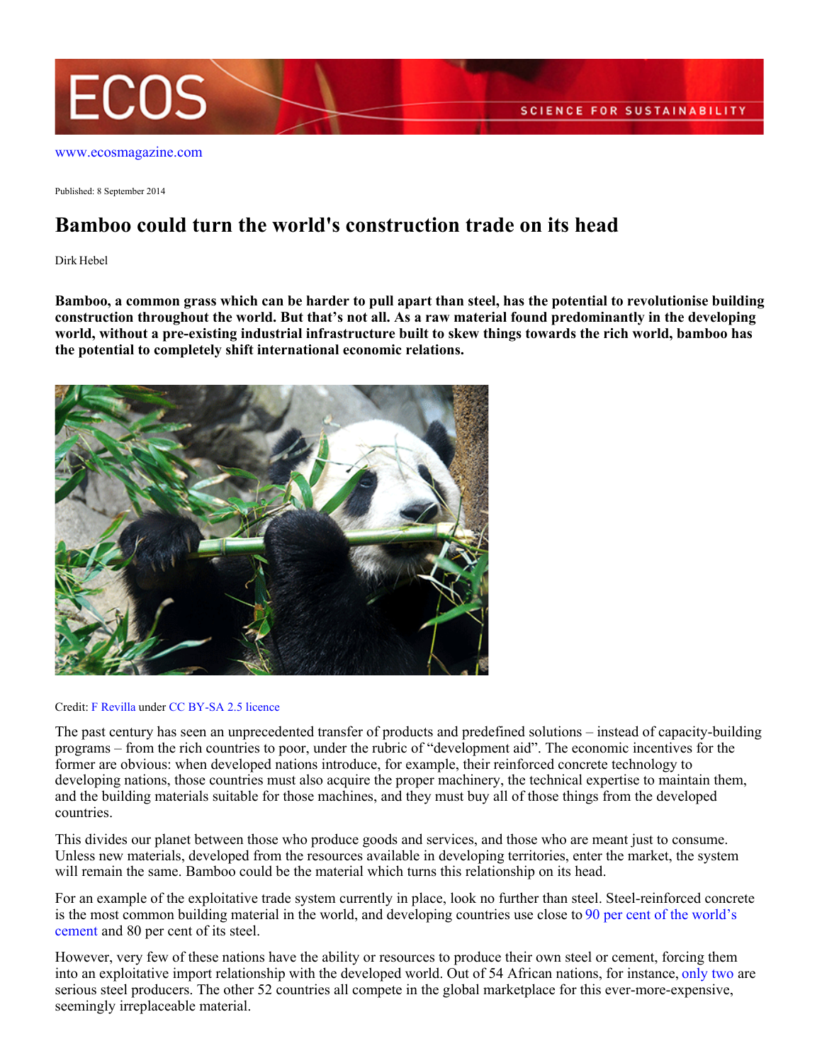ECOS — SCIENCE FOR SUSTAINABILITY

www.ecosmagazine.com

Published: 8 September 2014

# Bamboo could turn the world's construction trade on its head

Dirk Hebel

**Bamboo, a common grass which can be harder to pull apart than steel, has the potential to revolutionise building construction throughout the world. But that's not all. As a raw material found predominantly in the developing world, without a pre-existing industrial infrastructure built to skew things towards the rich world, bamboo has the potential to completely shift international economic relations.**

Credit: F Revilla under CC BY-SA 2.5 licence

The past century has seen an unprecedented transfer of products and predefined solutions – instead of capacity-building programs – from the rich countries to poor, under the rubric of "development aid". The economic incentives for the former are obvious: when developed nations introduce, for example, their reinforced concrete technology to developing nations, those countries must also acquire the proper machinery, the technical expertise to maintain them, and the building materials suitable for those machines, and they must buy all of those things from the developed countries.

This divides our planet between those who produce goods and services, and those who are meant just to consume. Unless new materials, developed from the resources available in developing territories, enter the market, the system will remain the same. Bamboo could be the material which turns this relationship on its head.

For an example of the exploitative trade system currently in place, look no further than steel. Steel-reinforced concrete is the most common building material in the world, and developing countries use close to 90 per cent of the world's cement and 80 per cent of its steel.

However, very few of these nations have the ability or resources to produce their own steel or cement, forcing them into an exploitative import relationship with the developed world. Out of 54 African nations, for instance, only two are serious steel producers. The other 52 countries all compete in the global marketplace for this ever-more-expensive, seemingly irreplaceable material.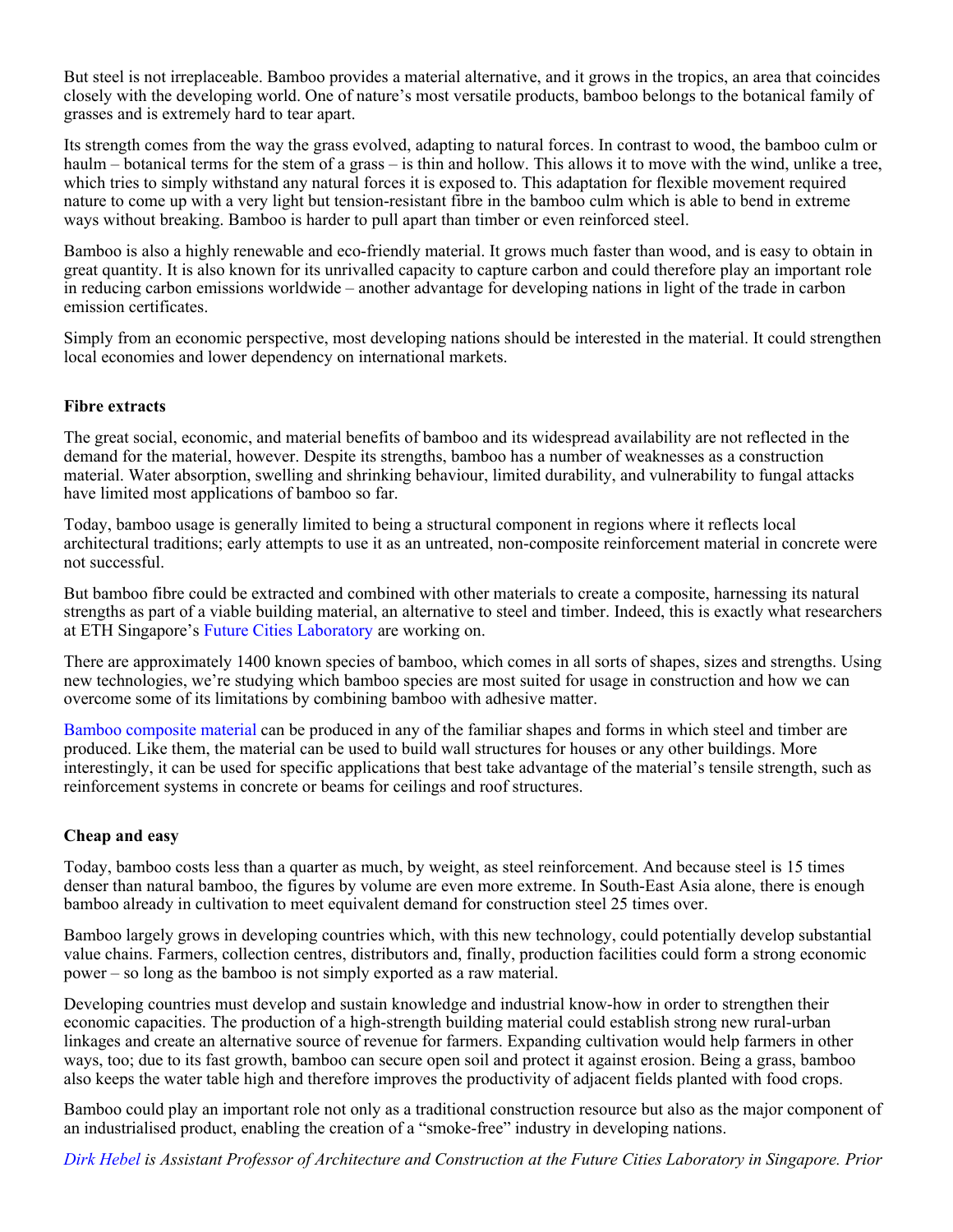But steel is not irreplaceable. Bamboo provides a material alternative, and it grows in the tropics, an area that coincides closely with the developing world. One of nature's most versatile products, bamboo belongs to the botanical family of grasses and is extremely hard to tear apart.

Its strength comes from the way the grass evolved, adapting to natural forces. In contrast to wood, the bamboo culm or haulm – botanical terms for the stem of a grass – is thin and hollow. This allows it to move with the wind, unlike a tree, which tries to simply withstand any natural forces it is exposed to. This adaptation for flexible movement required nature to come up with a very light but tension-resistant fibre in the bamboo culm which is able to bend in extreme ways without breaking. Bamboo is harder to pull apart than timber or even reinforced steel.

Bamboo is also a highly renewable and eco-friendly material. It grows much faster than wood, and is easy to obtain in great quantity. It is also known for its unrivalled capacity to capture carbon and could therefore play an important role in reducing carbon emissions worldwide – another advantage for developing nations in light of the trade in carbon emission certificates.

Simply from an economic perspective, most developing nations should be interested in the material. It could strengthen local economies and lower dependency on international markets.

**Fibre extracts**

The great social, economic, and material benefits of bamboo and its widespread availability are not reflected in the demand for the material, however. Despite its strengths, bamboo has a number of weaknesses as a construction material. Water absorption, swelling and shrinking behaviour, limited durability, and vulnerability to fungal attacks have limited most applications of bamboo so far.

Today, bamboo usage is generally limited to being a structural component in regions where it reflects local architectural traditions; early attempts to use it as an untreated, non-composite reinforcement material in concrete were not successful.

But bamboo fibre could be extracted and combined with other materials to create a composite, harnessing its natural strengths as part of a viable building material, an alternative to steel and timber. Indeed, this is exactly what researchers at ETH Singapore's Future Cities Laboratory are working on.

There are approximately 1400 known species of bamboo, which comes in all sorts of shapes, sizes and strengths. Using new technologies, we're studying which bamboo species are most suited for usage in construction and how we can overcome some of its limitations by combining bamboo with adhesive matter.

Bamboo composite material can be produced in any of the familiar shapes and forms in which steel and timber are produced. Like them, the material can be used to build wall structures for houses or any other buildings. More interestingly, it can be used for specific applications that best take advantage of the material's tensile strength, such as reinforcement systems in concrete or beams for ceilings and roof structures.

**Cheap and easy**

Today, bamboo costs less than a quarter as much, by weight, as steel reinforcement. And because steel is 15 times denser than natural bamboo, the figures by volume are even more extreme. In South-East Asia alone, there is enough bamboo already in cultivation to meet equivalent demand for construction steel 25 times over.

Bamboo largely grows in developing countries which, with this new technology, could potentially develop substantial value chains. Farmers, collection centres, distributors and, finally, production facilities could form a strong economic power – so long as the bamboo is not simply exported as a raw material.

Developing countries must develop and sustain knowledge and industrial know-how in order to strengthen their economic capacities. The production of a high-strength building material could establish strong new rural-urban linkages and create an alternative source of revenue for farmers. Expanding cultivation would help farmers in other ways, too; due to its fast growth, bamboo can secure open soil and protect it against erosion. Being a grass, bamboo also keeps the water table high and therefore improves the productivity of adjacent fields planted with food crops.

Bamboo could play an important role not only as a traditional construction resource but also as the major component of an industrialised product, enabling the creation of a "smoke-free" industry in developing nations.

*Dirk Hebel is Assistant Professor of Architecture and Construction at the Future Cities Laboratory in Singapore. Prior*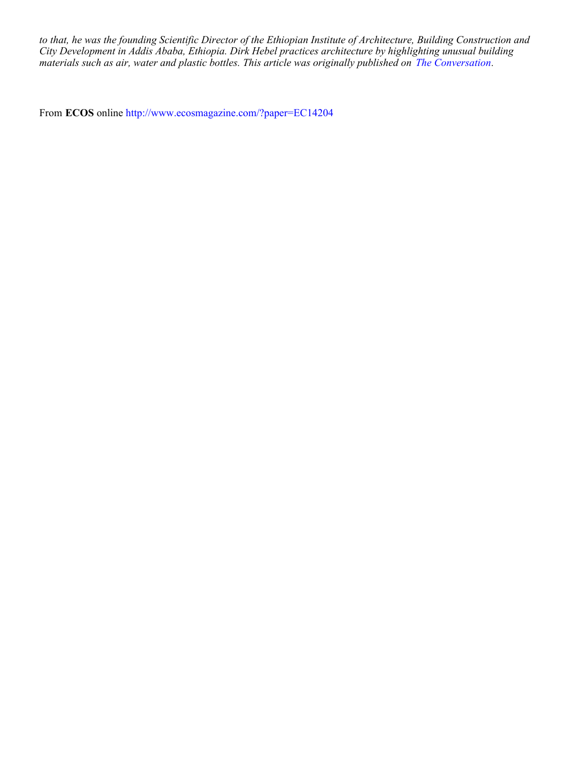*to that, he was the founding Scientific Director of the Ethiopian Institute of Architecture, Building Construction and City Development in Addis Ababa, Ethiopia. Dirk Hebel practices architecture by highlighting unusual building materials such as air, water and plastic bottles. This article was originally published on [The Conversation](The Conversation).*

From **ECOS** online http://www.ecosmagazine.com/?paper=EC14204